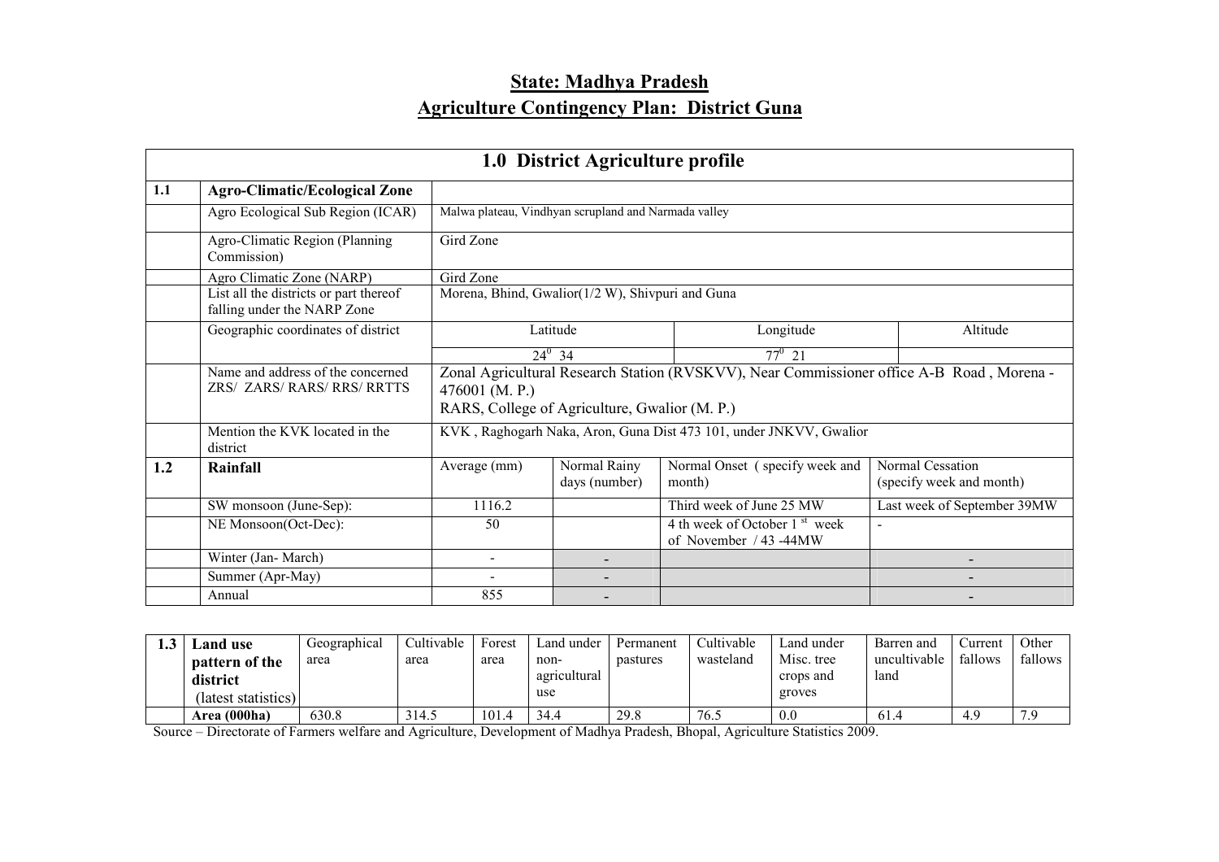## State: Madhya Pradesh

## Agriculture Contingency Plan: District Guna

| 1.0 District Agriculture profile | | | | | |
|---|---|---|---|---|---|
| **1.1** | **Agro-Climatic/Ecological Zone** | | | | |
| | Agro Ecological Sub Region (ICAR) | Malwa plateau, Vindhyan scrupland and Narmada valley | | | |
| | Agro-Climatic Region (Planning Commission) | Gird Zone | | | |
| | Agro Climatic Zone (NARP) | Gird Zone | | | |
| | List all the districts or part thereof falling under the NARP Zone | Morena, Bhind, Gwalior(1/2 W), Shivpuri and Guna | | | |
| | Geographic coordinates of district | Latitude | | Longitude | Altitude |
| | | $24^0$ 34 | | $77^0$ 21 | |
| | Name and address of the concerned ZRS/ ZARS/ RARS/ RRS/ RRTTS | Zonal Agricultural Research Station (RVSKVV), Near Commissioner office A-B Road , Morena - 476001 (M. P.)<br>RARS, College of Agriculture, Gwalior (M. P.) | | | |
| | Mention the KVK located in the district | KVK , Raghogarh Naka, Aron, Guna Dist 473 101, under JNKVV, Gwalior | | | |
| **1.2** | **Rainfall** | Average (mm) | Normal Rainy days (number) | Normal Onset ( specify week and month) | Normal Cessation (specify week and month) |
| | SW monsoon (June-Sep): | 1116.2 | | Third week of June 25 MW | Last week of September 39MW |
| | NE Monsoon(Oct-Dec): | 50 | | 4 th week of October 1 st week of November / 43 -44MW | - |
| | Winter (Jan- March) | - | - | | - |
| | Summer (Apr-May) | - | - | | - |
| | Annual | 855 | - | | - |

| 1.3 | Land use pattern of the district (latest statistics) | Geographical area | Cultivable area | Forest area | Land under non-agricultural use | Permanent pastures | Cultivable wasteland | Land under Misc. tree crops and groves | Barren and uncultivable land | Current fallows | Other fallows |
|---|---|---|---|---|---|---|---|---|---|---|---|
| | **Area (000ha)** | 630.8 | 314.5 | 101.4 | 34.4 | 29.8 | 76.5 | 0.0 | 61.4 | 4.9 | 7.9 |

Source – Directorate of Farmers welfare and Agriculture, Development of Madhya Pradesh, Bhopal, Agriculture Statistics 2009.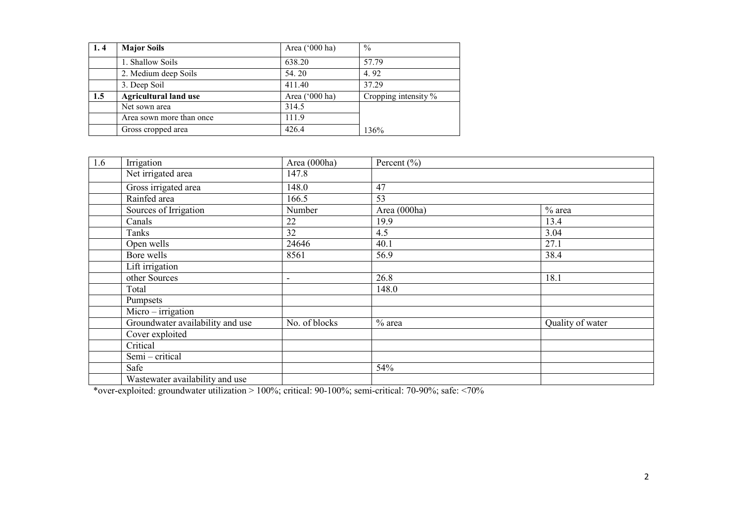| 1. 4 | **Major Soils** | Area ('000 ha) | % |
|---|---|---|---|
| | 1. Shallow Soils | 638.20 | 57.79 |
| | 2. Medium deep Soils | 54. 20 | 4. 92 |
| | 3. Deep Soil | 411.40 | 37.29 |
| **1.5** | **Agricultural land use** | Area ('000 ha) | Cropping intensity % |
| | Net sown area | 314.5 | |
| | Area sown more than once | 111.9 | |
| | Gross cropped area | 426.4 | 136% |

| 1.6 | Irrigation | Area (000ha) | Percent (%) | |
|---|---|---|---|---|
| | Net irrigated area | 147.8 | | |
| | Gross irrigated area | 148.0 | 47 | |
| | Rainfed area | 166.5 | 53 | |
| | Sources of Irrigation | Number | Area (000ha) | % area |
| | Canals | 22 | 19.9 | 13.4 |
| | Tanks | 32 | 4.5 | 3.04 |
| | Open wells | 24646 | 40.1 | 27.1 |
| | Bore wells | 8561 | 56.9 | 38.4 |
| | Lift irrigation | | | |
| | other Sources | - | 26.8 | 18.1 |
| | Total | | 148.0 | |
| | Pumpsets | | | |
| | Micro – irrigation | | | |
| | Groundwater availability and use | No. of blocks | % area | Quality of water |
| | Cover exploited | | | |
| | Critical | | | |
| | Semi – critical | | | |
| | Safe | | 54% | |
| | Wastewater availability and use | | | |

*over-exploited: groundwater utilization > 100%; critical: 90-100%; semi-critical: 70-90%; safe: <70%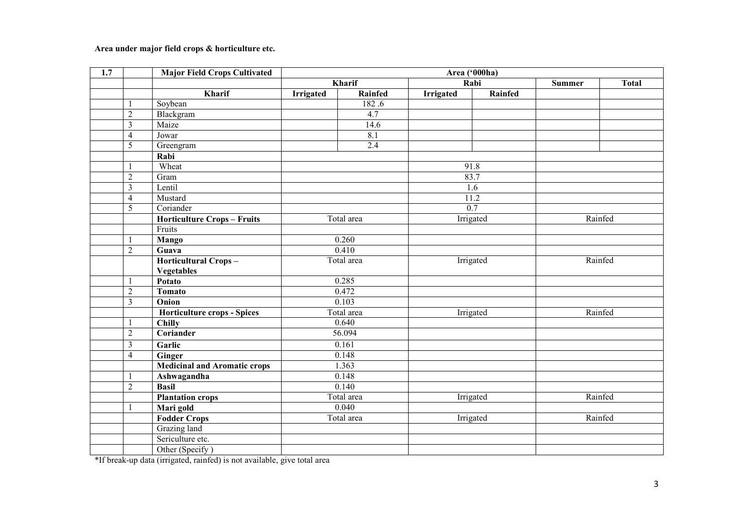**Area under major field crops & horticulture etc.**

| 1.7 | | Major Field Crops Cultivated | Area ('000ha) | | | | | |
|---|---|---|---|---|---|---|---|---|
| | | | Kharif | | Rabi | | Summer | Total |
| | | **Kharif** | **Irrigated** | **Rainfed** | **Irrigated** | **Rainfed** | | |
| | 1 | Soybean | | 182 .6 | | | | |
| | 2 | Blackgram | | 4.7 | | | | |
| | 3 | Maize | | 14.6 | | | | |
| | 4 | Jowar | | 8.1 | | | | |
| | 5 | Greengram | | 2.4 | | | | |
| | | **Rabi** | | | | | | |
| | 1 | Wheat | | | 91.8 | | | |
| | 2 | Gram | | | 83.7 | | | |
| | 3 | Lentil | | | 1.6 | | | |
| | 4 | Mustard | | | 11.2 | | | |
| | 5 | Coriander | | | 0.7 | | | |
| | | **Horticulture Crops – Fruits** | Total area | | Irrigated | | Rainfed | |
| | | Fruits | | | | | | |
| | 1 | **Mango** | 0.260 | | | | | |
| | 2 | **Guava** | 0.410 | | | | | |
| | | **Horticultural Crops – Vegetables** | Total area | | Irrigated | | Rainfed | |
| | 1 | **Potato** | 0.285 | | | | | |
| | 2 | **Tomato** | 0.472 | | | | | |
| | 3 | **Onion** | 0.103 | | | | | |
| | | **Horticulture crops - Spices** | Total area | | Irrigated | | Rainfed | |
| | 1 | **Chilly** | 0.640 | | | | | |
| | 2 | **Coriander** | 56.094 | | | | | |
| | 3 | **Garlic** | 0.161 | | | | | |
| | 4 | **Ginger** | 0.148 | | | | | |
| | | **Medicinal and Aromatic crops** | 1.363 | | | | | |
| | 1 | **Ashwagandha** | 0.148 | | | | | |
| | 2 | **Basil** | 0.140 | | | | | |
| | | **Plantation crops** | Total area | | Irrigated | | Rainfed | |
| | 1 | **Mari gold** | 0.040 | | | | | |
| | | **Fodder Crops** | Total area | | Irrigated | | Rainfed | |
| | | Grazing land | | | | | | |
| | | Sericulture etc. | | | | | | |
| | | Other (Specify ) | | | | | | |

*If break-up data (irrigated, rainfed) is not available, give total area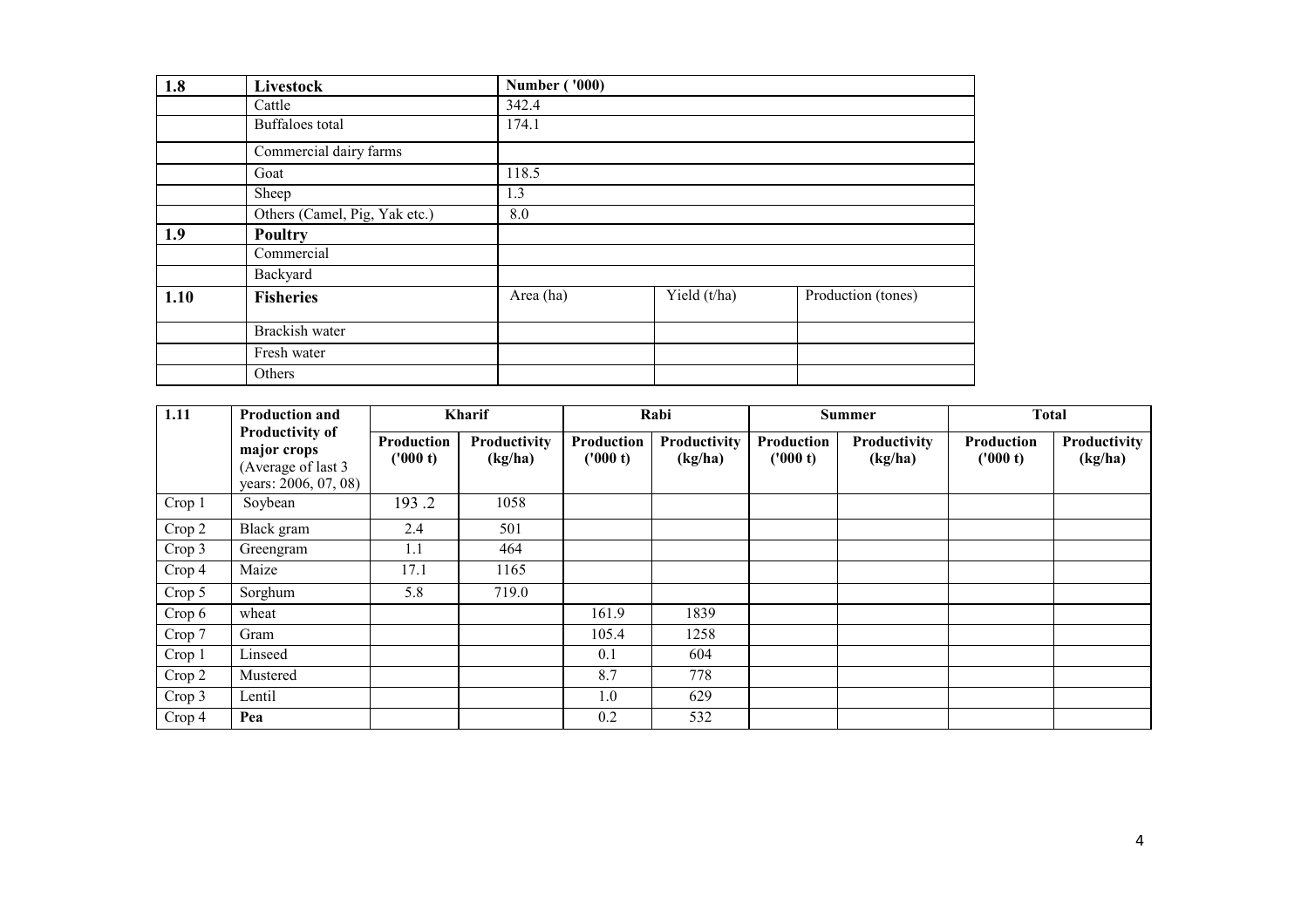| 1.8 | Livestock | Number ('000) | | |
|---|---|---|---|---|
| | Cattle | 342.4 | | |
| | Buffaloes total | 174.1 | | |
| | Commercial dairy farms | | | |
| | Goat | 118.5 | | |
| | Sheep | 1.3 | | |
| | Others (Camel, Pig, Yak etc.) | 8.0 | | |
| 1.9 | **Poultry** | | | |
| | Commercial | | | |
| | Backyard | | | |
| 1.10 | **Fisheries** | Area (ha) | Yield (t/ha) | Production (tones) |
| | Brackish water | | | |
| | Fresh water | | | |
| | Others | | | |

| 1.11 | Production and Productivity of major crops (Average of last 3 years: 2006, 07, 08) | Kharif | | Rabi | | Summer | | Total | |
|---|---|---|---|---|---|---|---|---|---|
| | | Production ('000 t) | Productivity (kg/ha) | Production ('000 t) | Productivity (kg/ha) | Production ('000 t) | Productivity (kg/ha) | Production ('000 t) | Productivity (kg/ha) |
| Crop 1 | Soybean | 193 .2 | 1058 | | | | | | |
| Crop 2 | Black gram | 2.4 | 501 | | | | | | |
| Crop 3 | Greengram | 1.1 | 464 | | | | | | |
| Crop 4 | Maize | 17.1 | 1165 | | | | | | |
| Crop 5 | Sorghum | 5.8 | 719.0 | | | | | | |
| Crop 6 | wheat | | | 161.9 | 1839 | | | | |
| Crop 7 | Gram | | | 105.4 | 1258 | | | | |
| Crop 1 | Linseed | | | 0.1 | 604 | | | | |
| Crop 2 | Mustered | | | 8.7 | 778 | | | | |
| Crop 3 | Lentil | | | 1.0 | 629 | | | | |
| Crop 4 | **Pea** | | | 0.2 | 532 | | | | |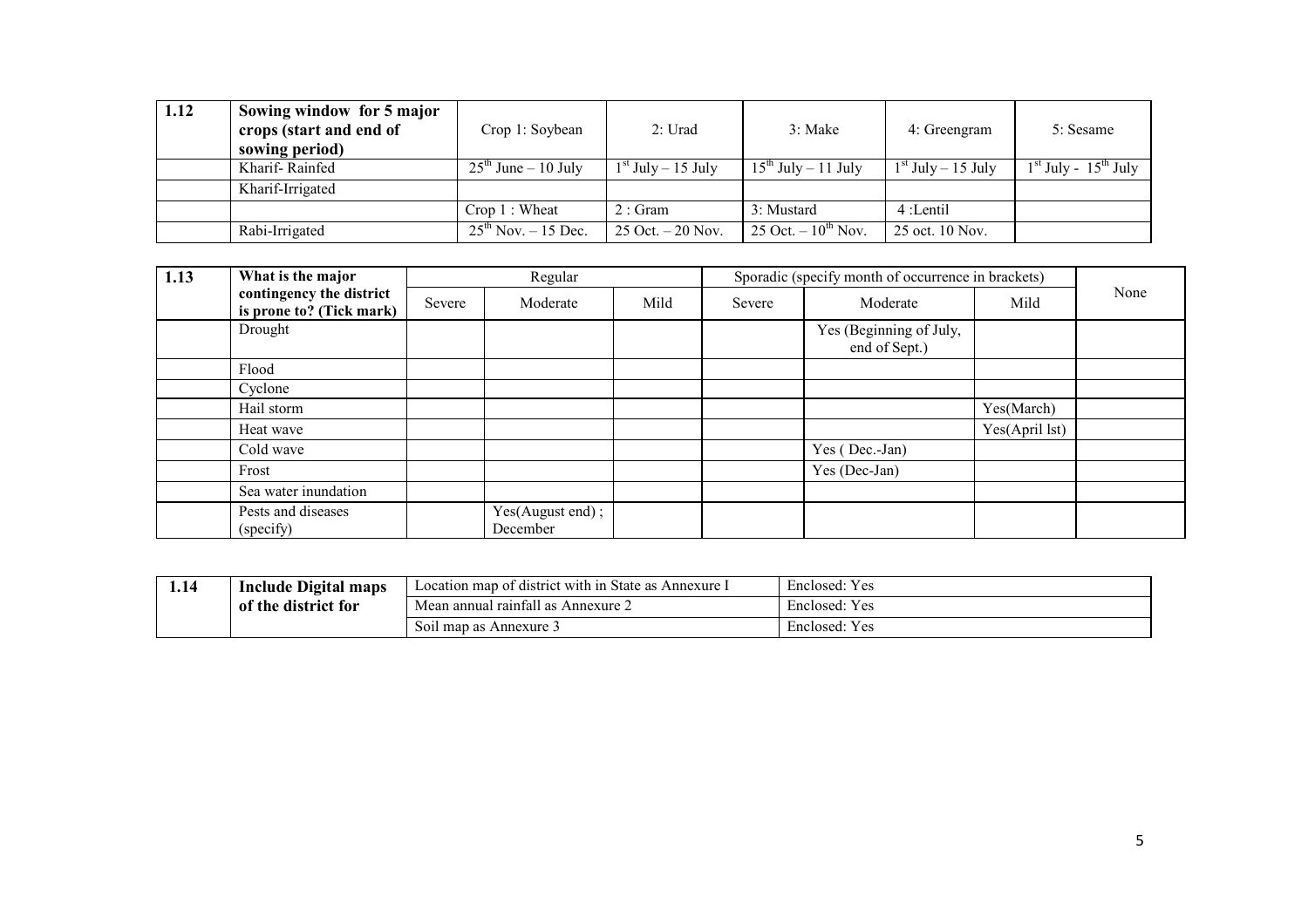| 1.12 | Sowing window for 5 major crops (start and end of sowing period) | Crop 1: Soybean | 2: Urad | 3: Make | 4: Greengram | 5: Sesame |
|---|---|---|---|---|---|---|
| | Kharif- Rainfed | 25th June – 10 July | 1st July – 15 July | 15th July – 11 July | 1st July – 15 July | 1st July - 15th July |
| | Kharif-Irrigated | | | | | |
| | | Crop 1 : Wheat | 2 : Gram | 3: Mustard | 4 :Lentil | |
| | Rabi-Irrigated | 25th Nov. – 15 Dec. | 25 Oct. – 20 Nov. | 25 Oct. – 10th Nov. | 25 oct. 10 Nov. | |

| 1.13 | What is the major contingency the district is prone to? (Tick mark) | Regular | | | Sporadic (specify month of occurrence in brackets) | | | None |
|---|---|---|---|---|---|---|---|---|
| | | Severe | Moderate | Mild | Severe | Moderate | Mild | |
| | Drought | | | | | Yes (Beginning of July, end of Sept.) | | |
| | Flood | | | | | | | |
| | Cyclone | | | | | | | |
| | Hail storm | | | | | | Yes(March) | |
| | Heat wave | | | | | | Yes(April lst) | |
| | Cold wave | | | | | Yes ( Dec.-Jan) | | |
| | Frost | | | | | Yes (Dec-Jan) | | |
| | Sea water inundation | | | | | | | |
| | Pests and diseases (specify) | | Yes(August end) ; December | | | | | |

| 1.14 | Include Digital maps of the district for | Location map of district with in State as Annexure I | Enclosed: Yes |
|---|---|---|---|
| | | Mean annual rainfall as Annexure 2 | Enclosed: Yes |
| | | Soil map as Annexure 3 | Enclosed: Yes |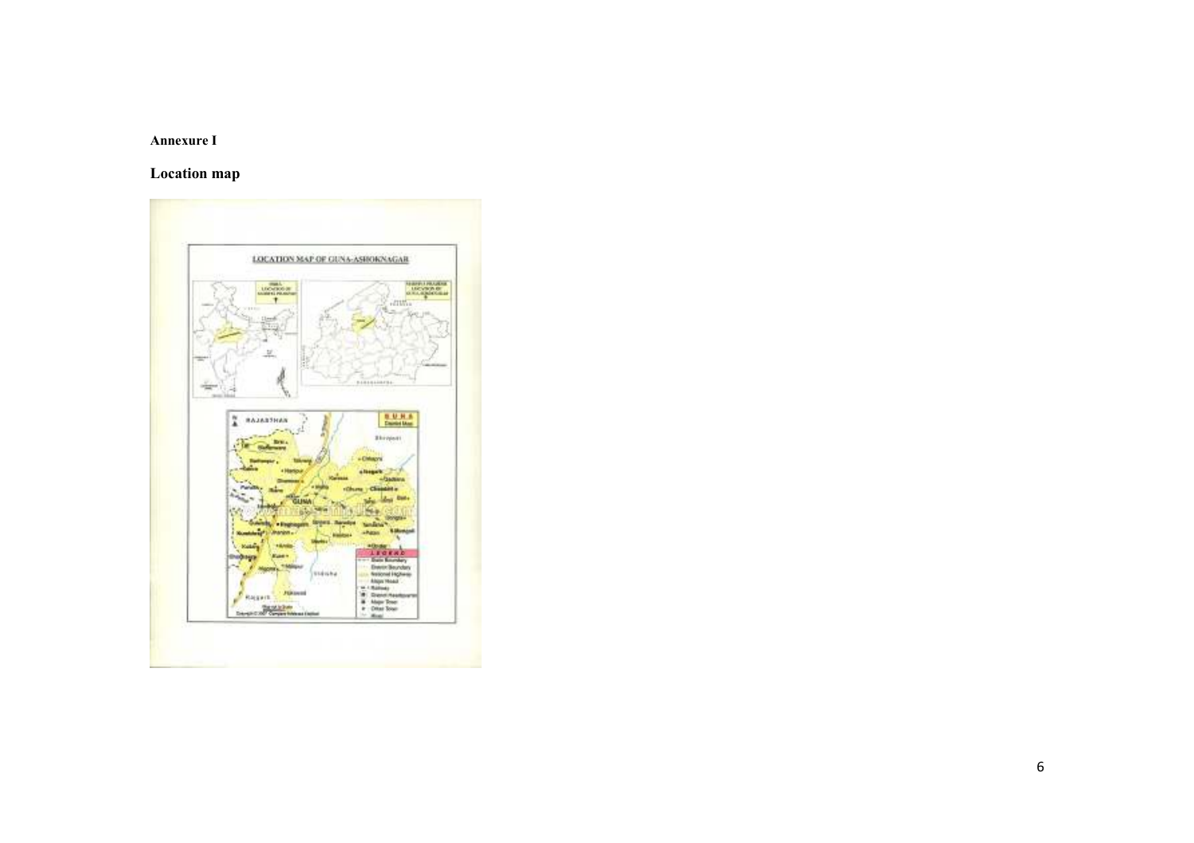**Annexure I**

## Location map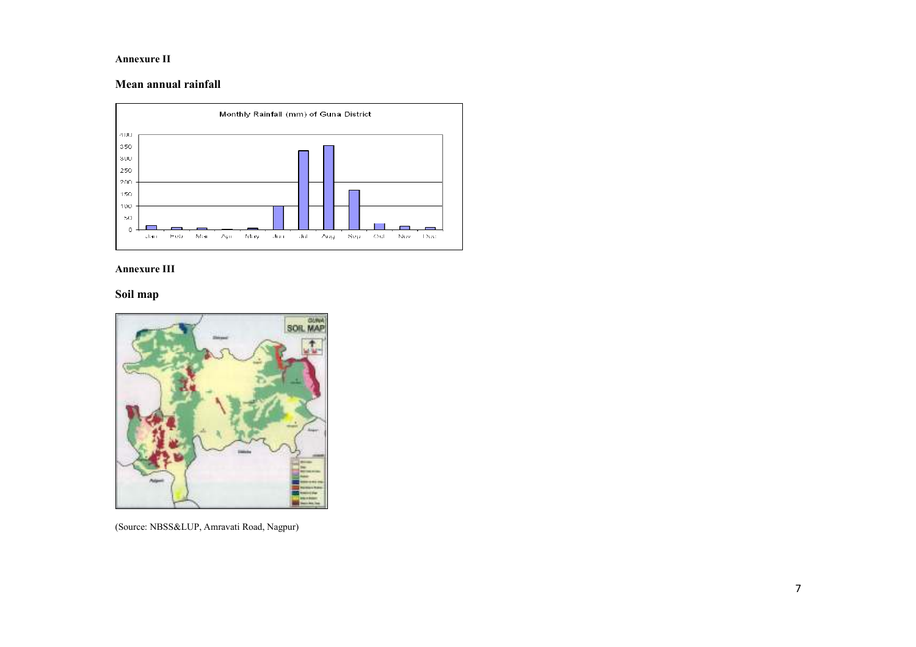**Annexure II**

## Mean annual rainfall

**Annexure III**

## Soil map

(Source: NBSS&LUP, Amravati Road, Nagpur)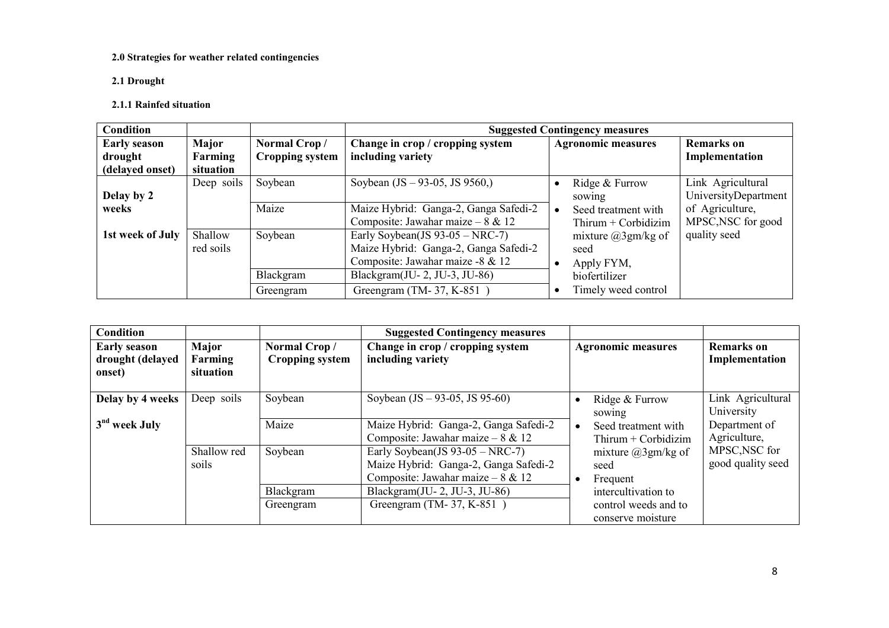**2.0 Strategies for weather related contingencies**

**2.1 Drought**

**2.1.1 Rainfed situation**

| **Condition** | | | **Suggested Contingency measures** | | |
|---|---|---|---|---|---|
| **Early season drought (delayed onset)** | **Major Farming situation** | **Normal Crop / Cropping system** | **Change in crop / cropping system including variety** | **Agronomic measures** | **Remarks on Implementation** |
| **Delay by 2 weeks**<br><br>**1st week of July** | Deep soils | Soybean | Soybean (JS – 93-05, JS 9560,) | • Ridge & Furrow sowing<br>• Seed treatment with Thirum + Corbidizim mixture @3gm/kg of seed<br>• Apply FYM, biofertilizer<br>• Timely weed control | Link Agricultural UniversityDepartment of Agriculture, MPSC,NSC for good quality seed |
| | | Maize | Maize Hybrid: Ganga-2, Ganga Safedi-2<br>Composite: Jawahar maize – 8 & 12 | | |
| | Shallow red soils | Soybean | Early Soybean(JS 93-05 – NRC-7)<br>Maize Hybrid: Ganga-2, Ganga Safedi-2<br>Composite: Jawahar maize -8 & 12 | | |
| | | Blackgram | Blackgram(JU- 2, JU-3, JU-86) | | |
| | | Greengram | Greengram (TM- 37, K-851 ) | | |

| **Condition** | | | **Suggested Contingency measures** | | |
|---|---|---|---|---|---|
| **Early season drought (delayed onset)** | **Major Farming situation** | **Normal Crop / Cropping system** | **Change in crop / cropping system including variety** | **Agronomic measures** | **Remarks on Implementation** |
| **Delay by 4 weeks**<br><br>**3rd week July** | Deep soils | Soybean | Soybean (JS – 93-05, JS 95-60) | • Ridge & Furrow sowing<br>• Seed treatment with Thirum + Corbidizim mixture @3gm/kg of seed<br>• Frequent intercultivation to control weeds and to conserve moisture | Link Agricultural University Department of Agriculture, MPSC,NSC for good quality seed |
| | | Maize | Maize Hybrid: Ganga-2, Ganga Safedi-2<br>Composite: Jawahar maize – 8 & 12 | | |
| | Shallow red soils | Soybean | Early Soybean(JS 93-05 – NRC-7)<br>Maize Hybrid: Ganga-2, Ganga Safedi-2<br>Composite: Jawahar maize – 8 & 12 | | |
| | | Blackgram | Blackgram(JU- 2, JU-3, JU-86) | | |
| | | Greengram | Greengram (TM- 37, K-851 ) | | |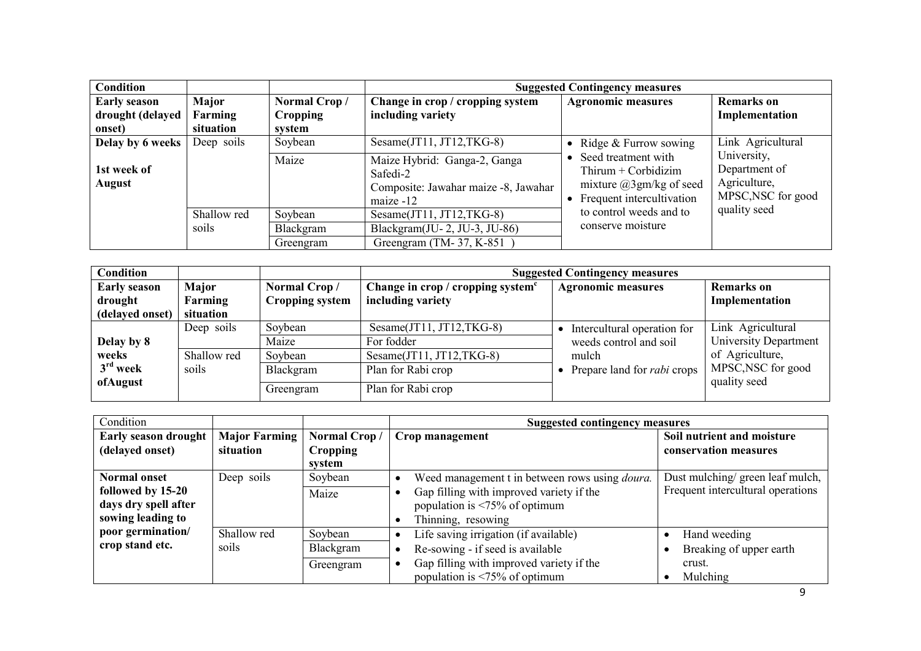| Condition | | | Suggested Contingency measures | | |
|---|---|---|---|---|---|
| **Early season drought (delayed onset)** | **Major Farming situation** | **Normal Crop / Cropping system** | **Change in crop / cropping system including variety** | **Agronomic measures** | **Remarks on Implementation** |
| **Delay by 6 weeks** <br> **1st week of August** | Deep soils | Soybean | Sesame(JT11, JT12,TKG-8) | • Ridge & Furrow sowing <br> • Seed treatment with Thirum + Corbidizim mixture @3gm/kg of seed <br> • Frequent intercultivation to control weeds and to conserve moisture | Link Agricultural University, Department of Agriculture, MPSC,NSC for good quality seed |
| | | Maize | Maize Hybrid: Ganga-2, Ganga Safedi-2 <br> Composite: Jawahar maize -8, Jawahar maize -12 | | |
| | Shallow red soils | Soybean | Sesame(JT11, JT12,TKG-8) | | |
| | | Blackgram | Blackgram(JU- 2, JU-3, JU-86) | | |
| | | Greengram | Greengram (TM- 37, K-851 ) | | |

| Condition | | | Suggested Contingency measures | | |
|---|---|---|---|---|---|
| **Early season drought (delayed onset)** | **Major Farming situation** | **Normal Crop / Cropping system** | **Change in crop / cropping system[c] including variety** | **Agronomic measures** | **Remarks on Implementation** |
| **Delay by 8 weeks** <br> **3rd week ofAugust** | Deep soils | Soybean | Sesame(JT11, JT12,TKG-8) | • Intercultural operation for weeds control and soil mulch <br> • Prepare land for *rabi* crops | Link Agricultural University Department of Agriculture, MPSC,NSC for good quality seed |
| | | Maize | For fodder | | |
| | Shallow red soils | Soybean | Sesame(JT11, JT12,TKG-8) | | |
| | | Blackgram | Plan for Rabi crop | | |
| | | Greengram | Plan for Rabi crop | | |

| Condition | | | Suggested contingency measures | |
|---|---|---|---|---|
| **Early season drought (delayed onset)** | **Major Farming situation** | **Normal Crop / Cropping system** | **Crop management** | **Soil nutrient and moisture conservation measures** |
| **Normal onset followed by 15-20 days dry spell after sowing leading to poor germination/ crop stand etc.** | Deep soils | Soybean | • Weed management t in between rows using *doura.* <br> • Gap filling with improved variety if the population is <75% of optimum <br> • Thinning, resowing | Dust mulching/ green leaf mulch, Frequent intercultural operations |
| | | Maize | | |
| | Shallow red soils | Soybean | • Life saving irrigation (if available) <br> • Re-sowing - if seed is available <br> • Gap filling with improved variety if the population is <75% of optimum | • Hand weeding <br> • Breaking of upper earth crust. <br> • Mulching |
| | | Blackgram | | |
| | | Greengram | | |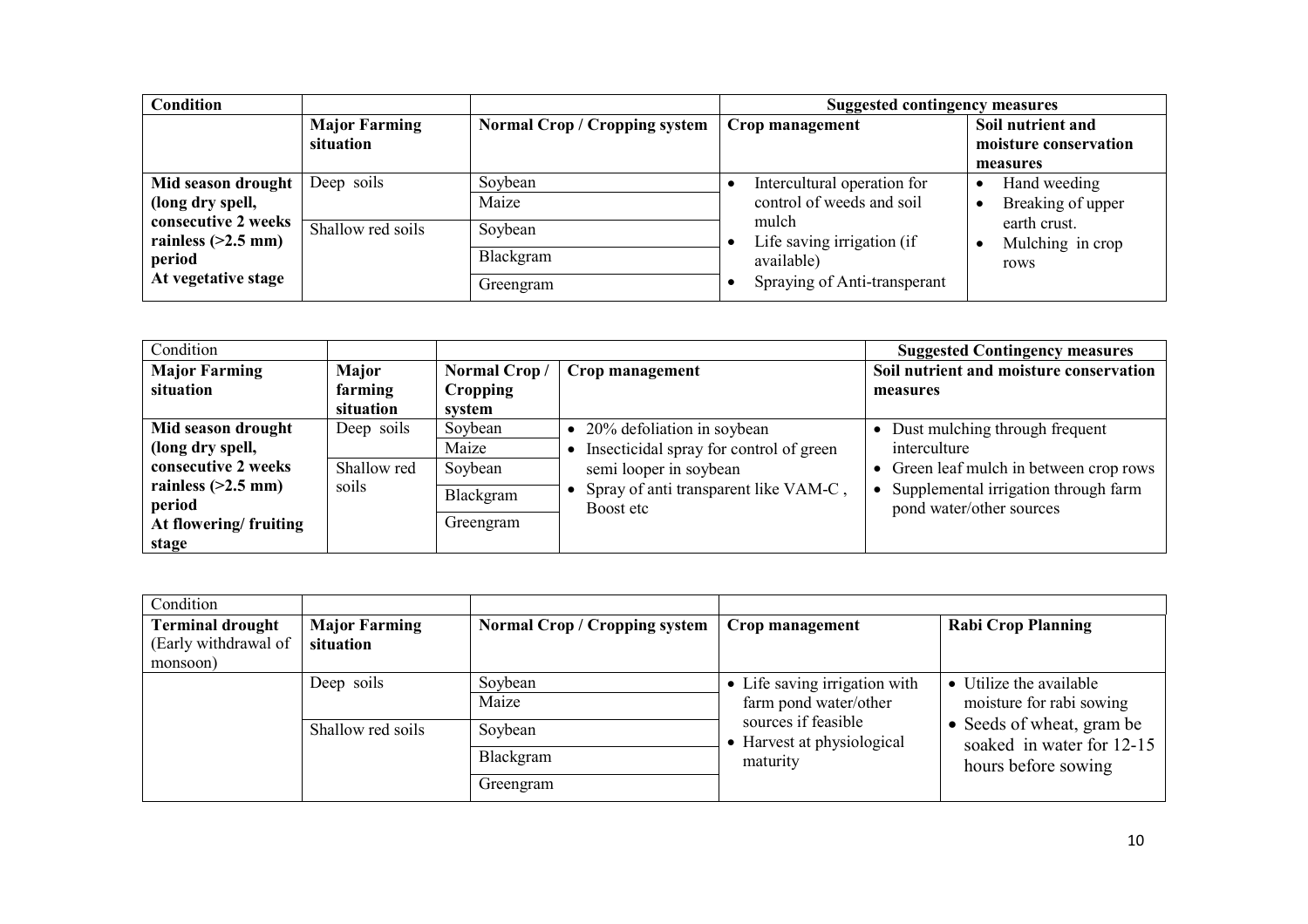| Condition | | | Suggested contingency measures | |
|---|---|---|---|---|
| | **Major Farming situation** | **Normal Crop / Cropping system** | **Crop management** | **Soil nutrient and moisture conservation measures** |
| **Mid season drought (long dry spell, consecutive 2 weeks rainless (>2.5 mm) period At vegetative stage** | Deep soils | Soybean | • Intercultural operation for control of weeds and soil mulch<br>• Life saving irrigation (if available)<br>• Spraying of Anti-transperant | • Hand weeding<br>• Breaking of upper earth crust.<br>• Mulching in crop rows |
| | | Maize | | |
| | Shallow red soils | Soybean | | |
| | | Blackgram | | |
| | | Greengram | | |

| Condition | | | | Suggested Contingency measures |
|---|---|---|---|---|
| **Major Farming situation** | **Major farming situation** | **Normal Crop / Cropping system** | **Crop management** | **Soil nutrient and moisture conservation measures** |
| **Mid season drought (long dry spell, consecutive 2 weeks rainless (>2.5 mm) period At flowering/ fruiting stage** | Deep soils | Soybean | • 20% defoliation in soybean<br>• Insecticidal spray for control of green semi looper in soybean<br>• Spray of anti transparent like VAM-C , Boost etc | • Dust mulching through frequent interculture<br>• Green leaf mulch in between crop rows<br>• Supplemental irrigation through farm pond water/other sources |
| | | Maize | | |
| | Shallow red soils | Soybean | | |
| | | Blackgram | | |
| | | Greengram | | |

| Condition | | | | |
|---|---|---|---|---|
| **Terminal drought** (Early withdrawal of monsoon) | **Major Farming situation** | **Normal Crop / Cropping system** | **Crop management** | **Rabi Crop Planning** |
| | Deep soils | Soybean | • Life saving irrigation with farm pond water/other sources if feasible<br>• Harvest at physiological maturity | • Utilize the available moisture for rabi sowing<br>• Seeds of wheat, gram be soaked in water for 12-15 hours before sowing |
| | | Maize | | |
| | Shallow red soils | Soybean | | |
| | | Blackgram | | |
| | | Greengram | | |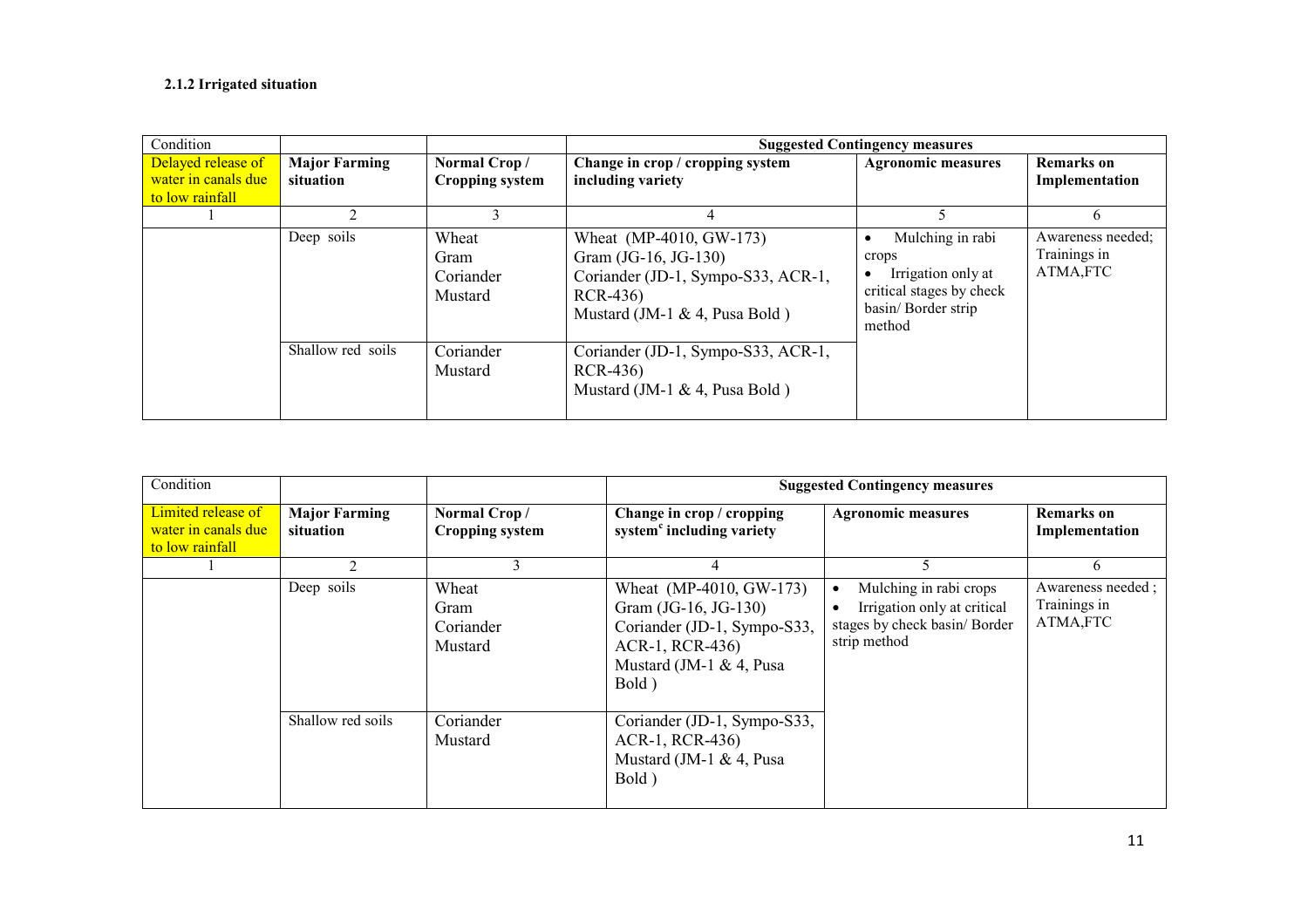#### 2.1.2 Irrigated situation

| Condition | | | Suggested Contingency measures | | |
|---|---|---|---|---|---|
| Delayed release of water in canals due to low rainfall | **Major Farming situation** | **Normal Crop / Cropping system** | **Change in crop / cropping system including variety** | **Agronomic measures** | **Remarks on Implementation** |
| 1 | 2 | 3 | 4 | 5 | 6 |
| | Deep soils | Wheat<br>Gram<br>Coriander<br>Mustard | Wheat (MP-4010, GW-173)<br>Gram (JG-16, JG-130)<br>Coriander (JD-1, Sympo-S33, ACR-1, RCR-436)<br>Mustard (JM-1 & 4, Pusa Bold ) | • Mulching in rabi crops<br>• Irrigation only at critical stages by check basin/ Border strip method | Awareness needed; Trainings in ATMA,FTC |
| | Shallow red soils | Coriander<br>Mustard | Coriander (JD-1, Sympo-S33, ACR-1, RCR-436)<br>Mustard (JM-1 & 4, Pusa Bold ) | | |

| Condition | | | Suggested Contingency measures | | |
|---|---|---|---|---|---|
| Limited release of water in canals due to low rainfall | **Major Farming situation** | **Normal Crop / Cropping system** | **Change in crop / cropping system[c] including variety** | **Agronomic measures** | **Remarks on Implementation** |
| 1 | 2 | 3 | 4 | 5 | 6 |
| | Deep soils | Wheat<br>Gram<br>Coriander<br>Mustard | Wheat (MP-4010, GW-173)<br>Gram (JG-16, JG-130)<br>Coriander (JD-1, Sympo-S33, ACR-1, RCR-436)<br>Mustard (JM-1 & 4, Pusa Bold ) | • Mulching in rabi crops<br>• Irrigation only at critical stages by check basin/ Border strip method | Awareness needed ; Trainings in ATMA,FTC |
| | Shallow red soils | Coriander<br>Mustard | Coriander (JD-1, Sympo-S33, ACR-1, RCR-436)<br>Mustard (JM-1 & 4, Pusa Bold ) | | |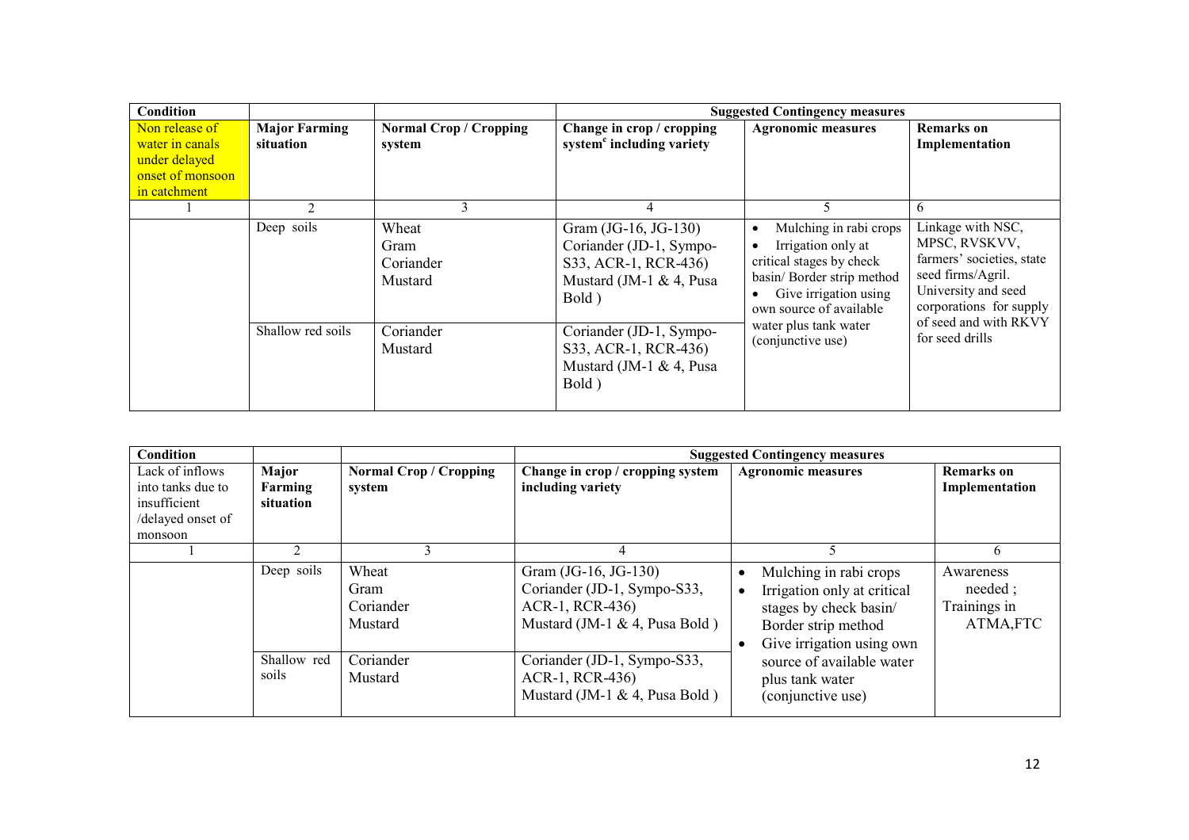| Condition | | | Suggested Contingency measures | | |
|---|---|---|---|---|---|
| Non release of water in canals under delayed onset of monsoon in catchment | **Major Farming situation** | **Normal Crop / Cropping system** | **Change in crop / cropping system[c] including variety** | **Agronomic measures** | **Remarks on Implementation** |
| 1 | 2 | 3 | 4 | 5 | 6 |
| | Deep soils | Wheat<br>Gram<br>Coriander<br>Mustard | Gram (JG-16, JG-130)<br>Coriander (JD-1, Sympo-S33, ACR-1, RCR-436)<br>Mustard (JM-1 & 4, Pusa Bold ) | • Mulching in rabi crops<br>• Irrigation only at critical stages by check basin/ Border strip method<br>• Give irrigation using own source of available water plus tank water (conjunctive use) | Linkage with NSC, MPSC, RVSKVV, farmers' societies, state seed firms/Agril. University and seed corporations for supply of seed and with RKVY for seed drills |
| | Shallow red soils | Coriander<br>Mustard | Coriander (JD-1, Sympo-S33, ACR-1, RCR-436)<br>Mustard (JM-1 & 4, Pusa Bold ) | | |

| Condition | | | Suggested Contingency measures | | |
|---|---|---|---|---|---|
| Lack of inflows into tanks due to insufficient /delayed onset of monsoon | **Major Farming situation** | **Normal Crop / Cropping system** | **Change in crop / cropping system including variety** | **Agronomic measures** | **Remarks on Implementation** |
| 1 | 2 | 3 | 4 | 5 | 6 |
| | Deep soils | Wheat<br>Gram<br>Coriander<br>Mustard | Gram (JG-16, JG-130)<br>Coriander (JD-1, Sympo-S33, ACR-1, RCR-436)<br>Mustard (JM-1 & 4, Pusa Bold ) | • Mulching in rabi crops<br>• Irrigation only at critical stages by check basin/ Border strip method<br>• Give irrigation using own source of available water plus tank water (conjunctive use) | Awareness needed ;<br>Trainings in ATMA,FTC |
| | Shallow red soils | Coriander<br>Mustard | Coriander (JD-1, Sympo-S33, ACR-1, RCR-436)<br>Mustard (JM-1 & 4, Pusa Bold ) | | |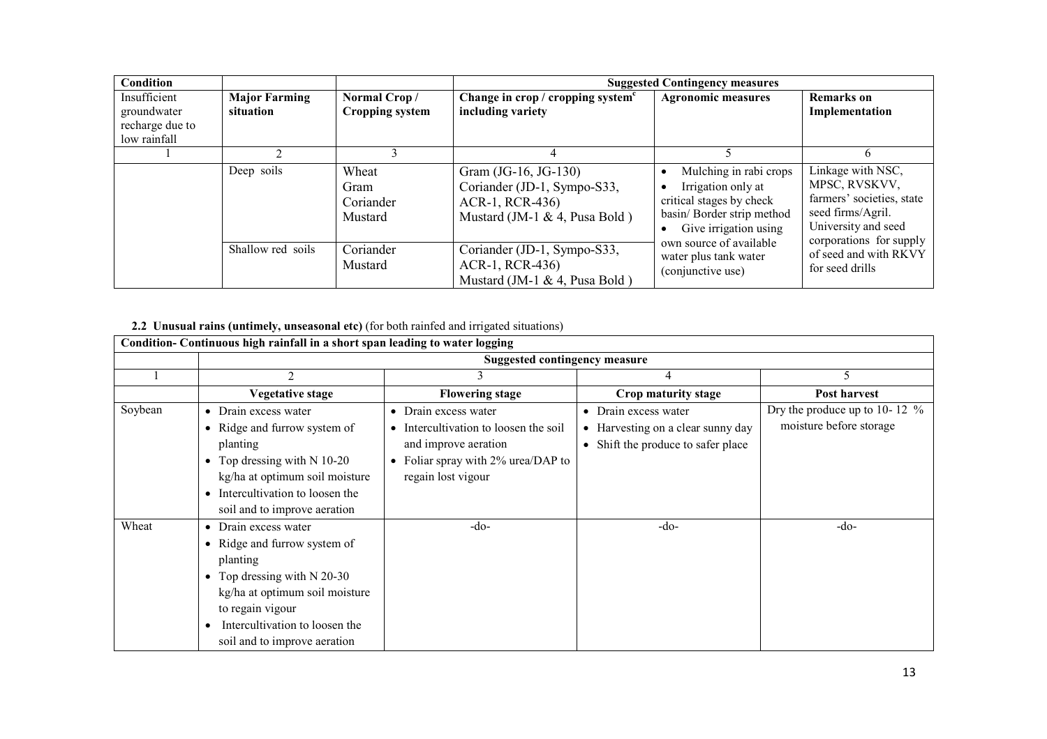| Condition | | | Suggested Contingency measures | | |
|---|---|---|---|---|---|
| Insufficient groundwater recharge due to low rainfall | **Major Farming situation** | **Normal Crop / Cropping system** | **Change in crop / cropping system[c] including variety** | **Agronomic measures** | **Remarks on Implementation** |
| 1 | 2 | 3 | 4 | 5 | 6 |
| | Deep soils | Wheat<br>Gram<br>Coriander<br>Mustard | Gram (JG-16, JG-130)<br>Coriander (JD-1, Sympo-S33, ACR-1, RCR-436)<br>Mustard (JM-1 & 4, Pusa Bold ) | • Mulching in rabi crops<br>• Irrigation only at critical stages by check basin/ Border strip method<br>• Give irrigation using own source of available water plus tank water (conjunctive use) | Linkage with NSC, MPSC, RVSKVV, farmers' societies, state seed firms/Agril. University and seed corporations for supply of seed and with RKVY for seed drills |
| | Shallow red soils | Coriander<br>Mustard | Coriander (JD-1, Sympo-S33, ACR-1, RCR-436)<br>Mustard (JM-1 & 4, Pusa Bold ) | | |

**2.2 Unusual rains (untimely, unseasonal etc)** (for both rainfed and irrigated situations)

| Condition- Continuous high rainfall in a short span leading to water logging | | | | |
|---|---|---|---|---|
| | **Suggested contingency measure** | | | |
| 1 | 2 | 3 | 4 | 5 |
| | **Vegetative stage** | **Flowering stage** | **Crop maturity stage** | **Post harvest** |
| Soybean | • Drain excess water<br>• Ridge and furrow system of planting<br>• Top dressing with N 10-20 kg/ha at optimum soil moisture<br>• Intercultivation to loosen the soil and to improve aeration | • Drain excess water<br>• Intercultivation to loosen the soil and improve aeration<br>• Foliar spray with 2% urea/DAP to regain lost vigour | • Drain excess water<br>• Harvesting on a clear sunny day<br>• Shift the produce to safer place | Dry the produce up to 10- 12 % moisture before storage |
| Wheat | • Drain excess water<br>• Ridge and furrow system of planting<br>• Top dressing with N 20-30 kg/ha at optimum soil moisture to regain vigour<br>• Intercultivation to loosen the soil and to improve aeration | -do- | -do- | -do- |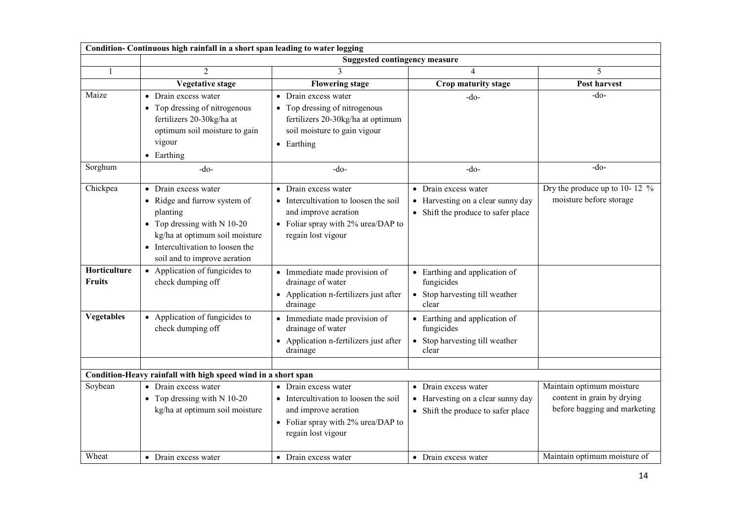| Condition- Continuous high rainfall in a short span leading to water logging | | | | |
|---|---|---|---|---|
| | Suggested contingency measure | | | |
| 1 | 2 | 3 | 4 | 5 |
| | **Vegetative stage** | **Flowering stage** | **Crop maturity stage** | **Post harvest** |
| Maize | • Drain excess water<br>• Top dressing of nitrogenous fertilizers 20-30kg/ha at optimum soil moisture to gain vigour<br>• Earthing | • Drain excess water<br>• Top dressing of nitrogenous fertilizers 20-30kg/ha at optimum soil moisture to gain vigour<br>• Earthing | -do- | -do- |
| Sorghum | -do- | -do- | -do- | -do- |
| Chickpea | • Drain excess water<br>• Ridge and furrow system of planting<br>• Top dressing with N 10-20 kg/ha at optimum soil moisture<br>• Intercultivation to loosen the soil and to improve aeration | • Drain excess water<br>• Intercultivation to loosen the soil and improve aeration<br>• Foliar spray with 2% urea/DAP to regain lost vigour | • Drain excess water<br>• Harvesting on a clear sunny day<br>• Shift the produce to safer place | Dry the produce up to 10- 12 % moisture before storage |
| **Horticulture Fruits** | • Application of fungicides to check dumping off | • Immediate made provision of drainage of water<br>• Application n-fertilizers just after drainage | • Earthing and application of fungicides<br>• Stop harvesting till weather clear | |
| **Vegetables** | • Application of fungicides to check dumping off | • Immediate made provision of drainage of water<br>• Application n-fertilizers just after drainage | • Earthing and application of fungicides<br>• Stop harvesting till weather clear | |
| | | | | |
| **Condition-Heavy rainfall with high speed wind in a short span** | | | | |
| Soybean | • Drain excess water<br>• Top dressing with N 10-20 kg/ha at optimum soil moisture | • Drain excess water<br>• Intercultivation to loosen the soil and improve aeration<br>• Foliar spray with 2% urea/DAP to regain lost vigour | • Drain excess water<br>• Harvesting on a clear sunny day<br>• Shift the produce to safer place | Maintain optimum moisture content in grain by drying before bagging and marketing |
| Wheat | • Drain excess water | • Drain excess water | • Drain excess water | Maintain optimum moisture of |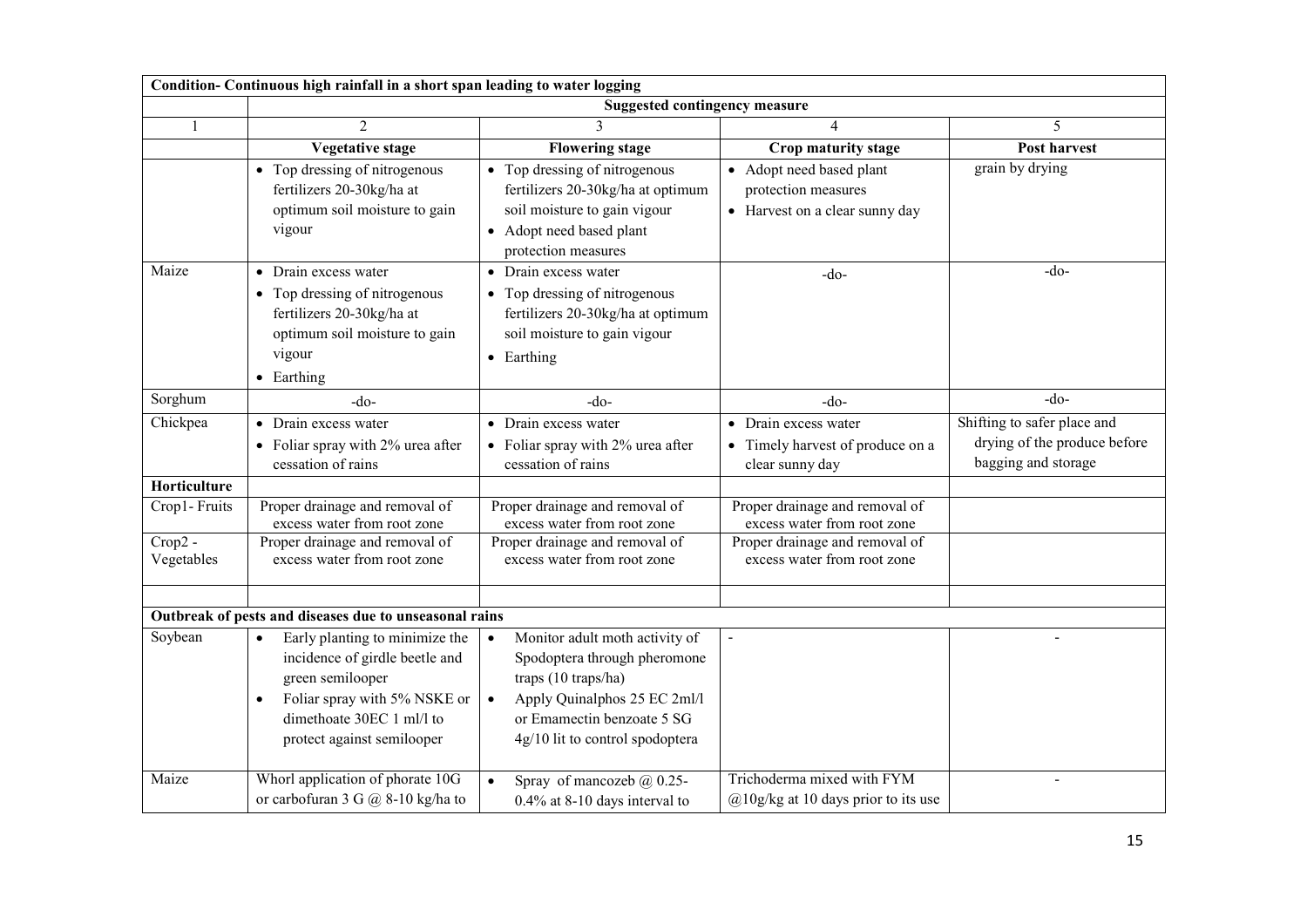| Condition- Continuous high rainfall in a short span leading to water logging | | | | |
|---|---|---|---|---|
| | Suggested contingency measure | | | |
| 1 | 2 | 3 | 4 | 5 |
| | **Vegetative stage** | **Flowering stage** | **Crop maturity stage** | **Post harvest** |
| | • Top dressing of nitrogenous fertilizers 20-30kg/ha at optimum soil moisture to gain vigour | • Top dressing of nitrogenous fertilizers 20-30kg/ha at optimum soil moisture to gain vigour<br>• Adopt need based plant protection measures | • Adopt need based plant protection measures<br>• Harvest on a clear sunny day | grain by drying |
| Maize | • Drain excess water<br>• Top dressing of nitrogenous fertilizers 20-30kg/ha at optimum soil moisture to gain vigour<br>• Earthing | • Drain excess water<br>• Top dressing of nitrogenous fertilizers 20-30kg/ha at optimum soil moisture to gain vigour<br>• Earthing | -do- | -do- |
| Sorghum | -do- | -do- | -do- | -do- |
| Chickpea | • Drain excess water<br>• Foliar spray with 2% urea after cessation of rains | • Drain excess water<br>• Foliar spray with 2% urea after cessation of rains | • Drain excess water<br>• Timely harvest of produce on a clear sunny day | Shifting to safer place and drying of the produce before bagging and storage |
| **Horticulture** | | | | |
| Crop1- Fruits | Proper drainage and removal of excess water from root zone | Proper drainage and removal of excess water from root zone | Proper drainage and removal of excess water from root zone | |
| Crop2 - Vegetables | Proper drainage and removal of excess water from root zone | Proper drainage and removal of excess water from root zone | Proper drainage and removal of excess water from root zone | |
| | | | | |
| **Outbreak of pests and diseases due to unseasonal rains** | | | | |
| Soybean | • Early planting to minimize the incidence of girdle beetle and green semilooper<br>• Foliar spray with 5% NSKE or dimethoate 30EC 1 ml/l to protect against semilooper | • Monitor adult moth activity of Spodoptera through pheromone traps (10 traps/ha)<br>• Apply Quinalphos 25 EC 2ml/l or Emamectin benzoate 5 SG 4g/10 lit to control spodoptera | - | - |
| Maize | Whorl application of phorate 10G or carbofuran 3 G @ 8-10 kg/ha to | • Spray of mancozeb @ 0.25-0.4% at 8-10 days interval to | Trichoderma mixed with FYM @10g/kg at 10 days prior to its use | - |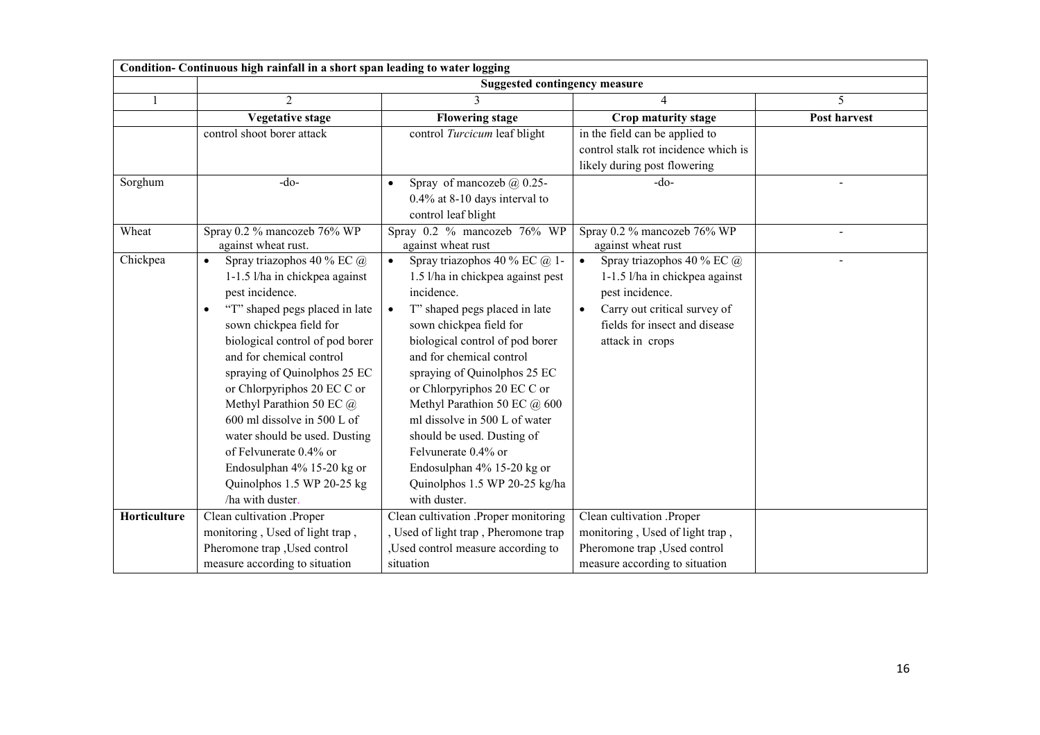| Condition- Continuous high rainfall in a short span leading to water logging | | | | |
|---|---|---|---|---|
| | Suggested contingency measure | | | |
| 1 | 2 | 3 | 4 | 5 |
| | **Vegetative stage** | **Flowering stage** | **Crop maturity stage** | **Post harvest** |
| | control shoot borer attack | control *Turcicum* leaf blight | in the field can be applied to control stalk rot incidence which is likely during post flowering | |
| Sorghum | -do- | • Spray of mancozeb @ 0.25-0.4% at 8-10 days interval to control leaf blight | -do- | - |
| Wheat | Spray 0.2 % mancozeb 76% WP against wheat rust. | Spray 0.2 % mancozeb 76% WP against wheat rust | Spray 0.2 % mancozeb 76% WP against wheat rust | - |
| Chickpea | • Spray triazophos 40 % EC @ 1-1.5 l/ha in chickpea against pest incidence.<br>• "T" shaped pegs placed in late sown chickpea field for biological control of pod borer and for chemical control spraying of Quinolphos 25 EC or Chlorpyriphos 20 EC C or Methyl Parathion 50 EC @ 600 ml dissolve in 500 L of water should be used. Dusting of Felvunerate 0.4% or Endosulphan 4% 15-20 kg or Quinolphos 1.5 WP 20-25 kg /ha with duster. | • Spray triazophos 40 % EC @ 1-1.5 l/ha in chickpea against pest incidence.<br>• T" shaped pegs placed in late sown chickpea field for biological control of pod borer and for chemical control spraying of Quinolphos 25 EC or Chlorpyriphos 20 EC C or Methyl Parathion 50 EC @ 600 ml dissolve in 500 L of water should be used. Dusting of Felvunerate 0.4% or Endosulphan 4% 15-20 kg or Quinolphos 1.5 WP 20-25 kg/ha with duster. | • Spray triazophos 40 % EC @ 1-1.5 l/ha in chickpea against pest incidence.<br>• Carry out critical survey of fields for insect and disease attack in crops | - |
| **Horticulture** | Clean cultivation .Proper monitoring , Used of light trap , Pheromone trap ,Used control measure according to situation | Clean cultivation .Proper monitoring , Used of light trap , Pheromone trap ,Used control measure according to situation | Clean cultivation .Proper monitoring , Used of light trap , Pheromone trap ,Used control measure according to situation | |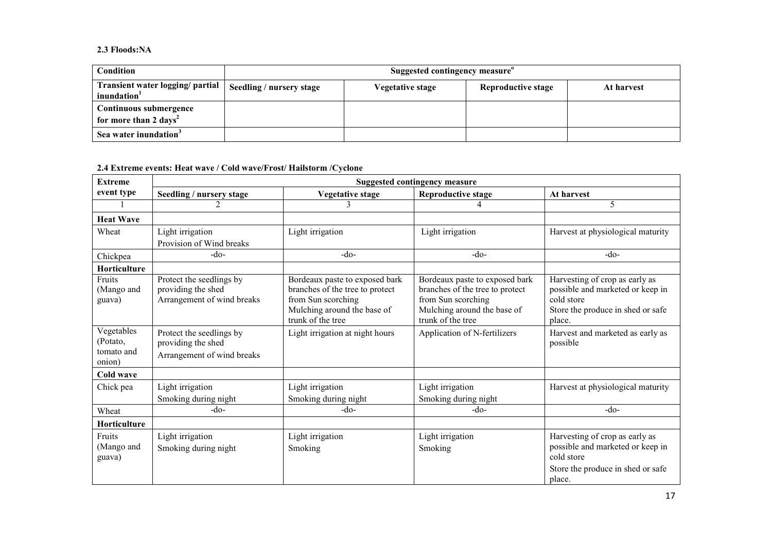**2.3 Floods:NA**

| Condition | Suggested contingency measure[o] | | | |
|---|---|---|---|---|
| Transient water logging/ partial inundation[1] | Seedling / nursery stage | Vegetative stage | Reproductive stage | At harvest |
| Continuous submergence for more than 2 days[2] | | | | |
| Sea water inundation[3] | | | | |

**2.4 Extreme events: Heat wave / Cold wave/Frost/ Hailstorm /Cyclone**

| Extreme event type | Suggested contingency measure | | | |
|---|---|---|---|---|
| | Seedling / nursery stage | Vegetative stage | Reproductive stage | At harvest |
| 1 | 2 | 3 | 4 | 5 |
| **Heat Wave** | | | | |
| Wheat | Light irrigation<br>Provision of Wind breaks | Light irrigation | Light irrigation | Harvest at physiological maturity |
| Chickpea | -do- | -do- | -do- | -do- |
| **Horticulture** | | | | |
| Fruits (Mango and guava) | Protect the seedlings by providing the shed<br>Arrangement of wind breaks | Bordeaux paste to exposed bark branches of the tree to protect from Sun scorching<br>Mulching around the base of trunk of the tree | Bordeaux paste to exposed bark branches of the tree to protect from Sun scorching<br>Mulching around the base of trunk of the tree | Harvesting of crop as early as possible and marketed or keep in cold store<br>Store the produce in shed or safe place. |
| Vegetables (Potato, tomato and onion) | Protect the seedlings by providing the shed<br>Arrangement of wind breaks | Light irrigation at night hours | Application of N-fertilizers | Harvest and marketed as early as possible |
| **Cold wave** | | | | |
| Chick pea | Light irrigation<br>Smoking during night | Light irrigation<br>Smoking during night | Light irrigation<br>Smoking during night | Harvest at physiological maturity |
| Wheat | -do- | -do- | -do- | -do- |
| **Horticulture** | | | | |
| Fruits (Mango and guava) | Light irrigation<br>Smoking during night | Light irrigation<br>Smoking | Light irrigation<br>Smoking | Harvesting of crop as early as possible and marketed or keep in cold store<br>Store the produce in shed or safe place. |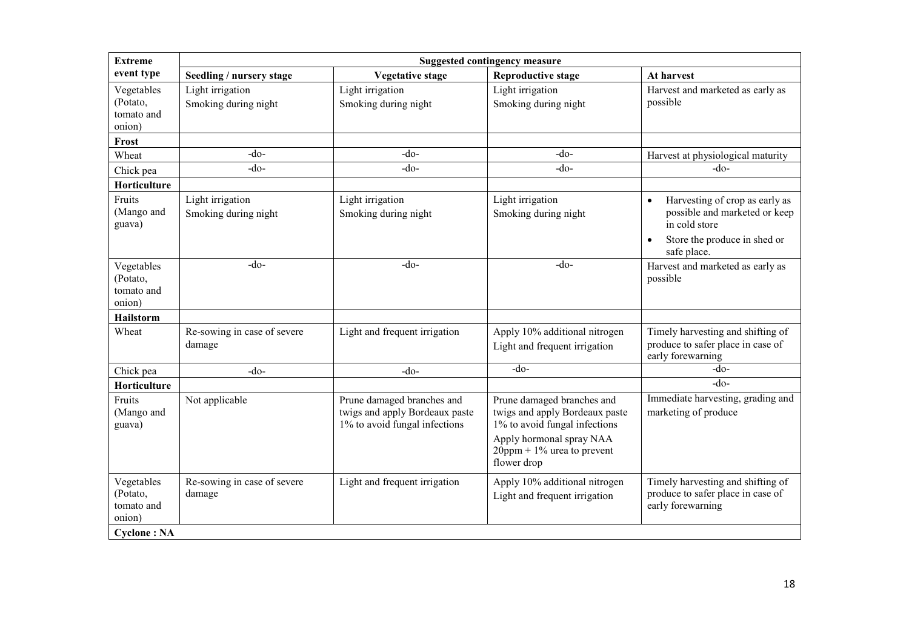| Extreme event type | Suggested contingency measure | | | |
|---|---|---|---|---|
| | Seedling / nursery stage | Vegetative stage | Reproductive stage | At harvest |
| Vegetables (Potato, tomato and onion) | Light irrigation<br>Smoking during night | Light irrigation<br>Smoking during night | Light irrigation<br>Smoking during night | Harvest and marketed as early as possible |
| **Frost** | | | | |
| Wheat | -do- | -do- | -do- | Harvest at physiological maturity |
| Chick pea | -do- | -do- | -do- | -do- |
| **Horticulture** | | | | |
| Fruits (Mango and guava) | Light irrigation<br>Smoking during night | Light irrigation<br>Smoking during night | Light irrigation<br>Smoking during night | • Harvesting of crop as early as possible and marketed or keep in cold store<br>• Store the produce in shed or safe place. |
| Vegetables (Potato, tomato and onion) | -do- | -do- | -do- | Harvest and marketed as early as possible |
| **Hailstorm** | | | | |
| Wheat | Re-sowing in case of severe damage | Light and frequent irrigation | Apply 10% additional nitrogen<br>Light and frequent irrigation | Timely harvesting and shifting of produce to safer place in case of early forewarning |
| Chick pea | -do- | -do- | -do- | -do- |
| **Horticulture** | | | | -do- |
| Fruits (Mango and guava) | Not applicable | Prune damaged branches and twigs and apply Bordeaux paste 1% to avoid fungal infections | Prune damaged branches and twigs and apply Bordeaux paste 1% to avoid fungal infections<br>Apply hormonal spray NAA 20ppm + 1% urea to prevent flower drop | Immediate harvesting, grading and marketing of produce |
| Vegetables (Potato, tomato and onion) | Re-sowing in case of severe damage | Light and frequent irrigation | Apply 10% additional nitrogen<br>Light and frequent irrigation | Timely harvesting and shifting of produce to safer place in case of early forewarning |
| **Cyclone : NA** | | | | |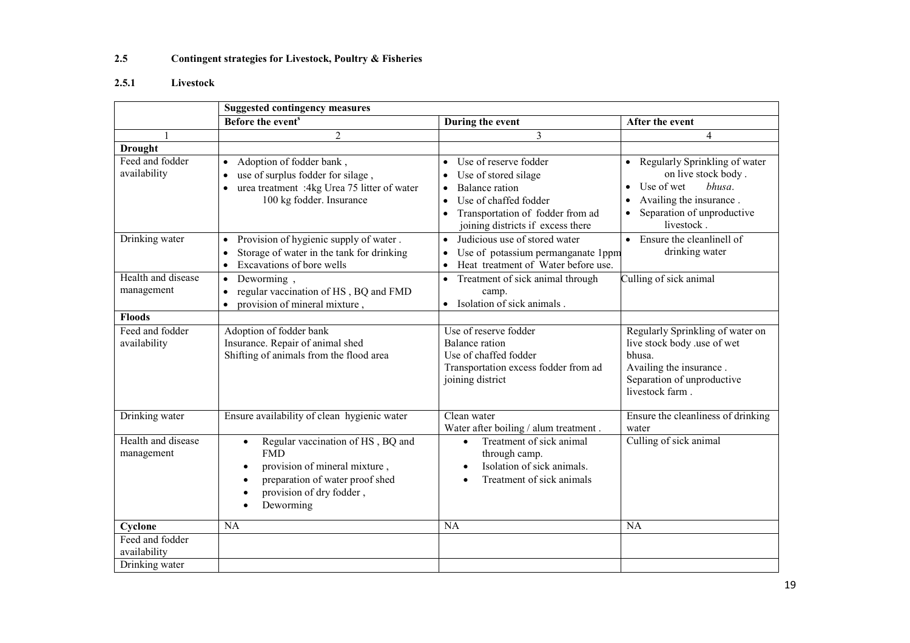### 2.5 Contingent strategies for Livestock, Poultry & Fisheries

#### 2.5.1 Livestock

| | Suggested contingency measures | | |
|---|---|---|---|
| | Before the event[s] | During the event | After the event |
| 1 | 2 | 3 | 4 |
| **Drought** | | | |
| Feed and fodder availability | • Adoption of fodder bank ,<br>• use of surplus fodder for silage ,<br>• urea treatment :4kg Urea 75 litter of water 100 kg fodder. Insurance | • Use of reserve fodder<br>• Use of stored silage<br>• Balance ration<br>• Use of chaffed fodder<br>• Transportation of fodder from ad joining districts if excess there | • Regularly Sprinkling of water on live stock body .<br>• Use of wet *bhusa*.<br>• Availing the insurance .<br>• Separation of unproductive livestock . |
| Drinking water | • Provision of hygienic supply of water .<br>• Storage of water in the tank for drinking<br>• Excavations of bore wells | • Judicious use of stored water<br>• Use of potassium permanganate 1ppm<br>• Heat treatment of Water before use. | • Ensure the cleanlinell of drinking water |
| Health and disease management | • Deworming ,<br>• regular vaccination of HS , BQ and FMD<br>• provision of mineral mixture , | • Treatment of sick animal through camp.<br>• Isolation of sick animals . | Culling of sick animal |
| **Floods** | | | |
| Feed and fodder availability | Adoption of fodder bank<br>Insurance. Repair of animal shed<br>Shifting of animals from the flood area | Use of reserve fodder<br>Balance ration<br>Use of chaffed fodder<br>Transportation excess fodder from ad joining district | Regularly Sprinkling of water on live stock body .use of wet bhusa.<br>Availing the insurance .<br>Separation of unproductive livestock farm . |
| Drinking water | Ensure availability of clean hygienic water | Clean water<br>Water after boiling / alum treatment . | Ensure the cleanliness of drinking water |
| Health and disease management | • Regular vaccination of HS , BQ and FMD<br>• provision of mineral mixture ,<br>• preparation of water proof shed<br>• provision of dry fodder ,<br>• Deworming | • Treatment of sick animal through camp.<br>• Isolation of sick animals.<br>• Treatment of sick animals | Culling of sick animal |
| **Cyclone** | NA | NA | NA |
| Feed and fodder availability | | | |
| Drinking water | | | |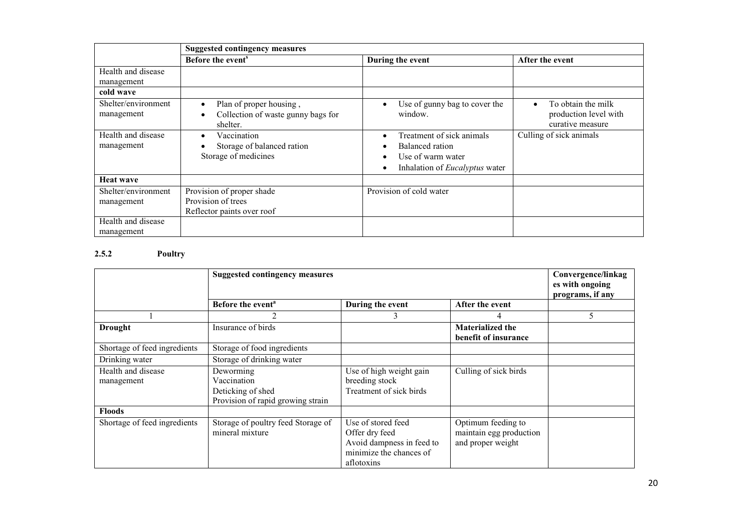| | Suggested contingency measures | | |
|---|---|---|---|
| | Before the event[s] | During the event | After the event |
| Health and disease management | | | |
| **cold wave** | | | |
| Shelter/environment management | • Plan of proper housing ,<br>• Collection of waste gunny bags for shelter. | • Use of gunny bag to cover the window. | • To obtain the milk production level with curative measure |
| Health and disease management | • Vaccination<br>• Storage of balanced ration<br>Storage of medicines | • Treatment of sick animals<br>• Balanced ration<br>• Use of warm water<br>• Inhalation of *Eucalyptus* water | Culling of sick animals |
| **Heat wave** | | | |
| Shelter/environment management | Provision of proper shade<br>Provision of trees<br>Reflector paints over roof | Provision of cold water | |
| Health and disease management | | | |

### 2.5.2 Poultry

| | Suggested contingency measures | | | Convergence/linkages with ongoing programs, if any |
|---|---|---|---|---|
| | Before the event[a] | During the event | After the event | |
| 1 | 2 | 3 | 4 | 5 |
| **Drought** | Insurance of birds | | **Materialized the benefit of insurance** | |
| Shortage of feed ingredients | Storage of food ingredients | | | |
| Drinking water | Storage of drinking water | | | |
| Health and disease management | Deworming<br>Vaccination<br>Deticking of shed<br>Provision of rapid growing strain | Use of high weight gain breeding stock<br>Treatment of sick birds | Culling of sick birds | |
| **Floods** | | | | |
| Shortage of feed ingredients | Storage of poultry feed Storage of mineral mixture | Use of stored feed<br>Offer dry feed<br>Avoid dampness in feed to minimize the chances of aflotoxins | Optimum feeding to maintain egg production and proper weight | |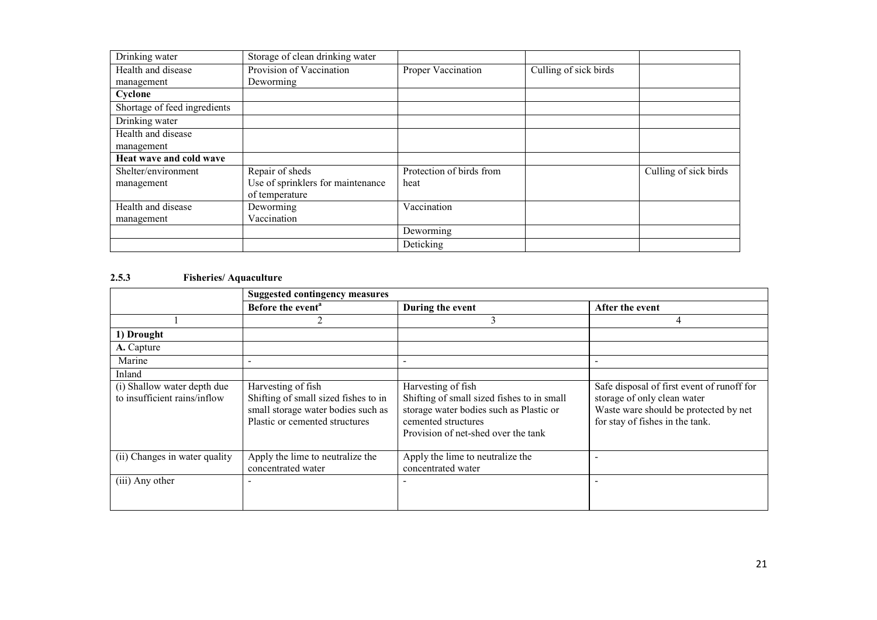| | | | | |
|---|---|---|---|---|
| Drinking water | Storage of clean drinking water | | | |
| Health and disease management | Provision of Vaccination<br>Deworming | Proper Vaccination | Culling of sick birds | |
| **Cyclone** | | | | |
| Shortage of feed ingredients | | | | |
| Drinking water | | | | |
| Health and disease management | | | | |
| **Heat wave and cold wave** | | | | |
| Shelter/environment management | Repair of sheds<br>Use of sprinklers for maintenance of temperature | Protection of birds from heat | | Culling of sick birds |
| Health and disease management | Deworming<br>Vaccination | Vaccination | | |
| | | Deworming | | |
| | | Deticking | | |

### 2.5.3 Fisheries/ Aquaculture

| | **Suggested contingency measures** | | |
|---|---|---|---|
| | **Before the event[a]** | **During the event** | **After the event** |
| 1 | 2 | 3 | 4 |
| **1) Drought** | | | |
| **A.** Capture | | | |
| Marine | - | - | - |
| Inland | | | |
| (i) Shallow water depth due to insufficient rains/inflow | Harvesting of fish<br>Shifting of small sized fishes to in small storage water bodies such as Plastic or cemented structures | Harvesting of fish<br>Shifting of small sized fishes to in small storage water bodies such as Plastic or cemented structures<br>Provision of net-shed over the tank | Safe disposal of first event of runoff for storage of only clean water<br>Waste ware should be protected by net for stay of fishes in the tank. |
| (ii) Changes in water quality | Apply the lime to neutralize the concentrated water | Apply the lime to neutralize the concentrated water | - |
| (iii) Any other | - | - | - |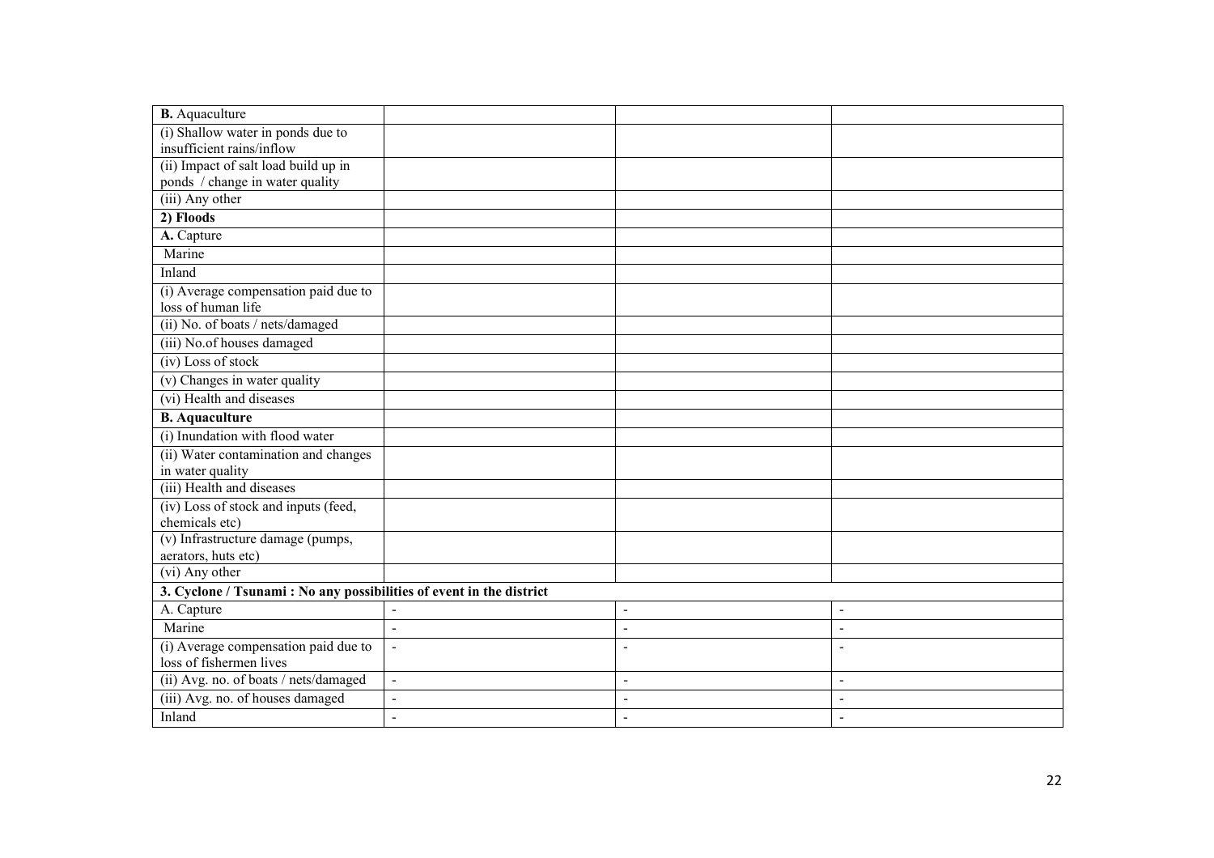| **B.** Aquaculture | | | |
|---|---|---|---|
| (i) Shallow water in ponds due to insufficient rains/inflow | | | |
| (ii) Impact of salt load build up in ponds / change in water quality | | | |
| (iii) Any other | | | |
| **2) Floods** | | | |
| **A.** Capture | | | |
| Marine | | | |
| Inland | | | |
| (i) Average compensation paid due to loss of human life | | | |
| (ii) No. of boats / nets/damaged | | | |
| (iii) No.of houses damaged | | | |
| (iv) Loss of stock | | | |
| (v) Changes in water quality | | | |
| (vi) Health and diseases | | | |
| **B. Aquaculture** | | | |
| (i) Inundation with flood water | | | |
| (ii) Water contamination and changes in water quality | | | |
| (iii) Health and diseases | | | |
| (iv) Loss of stock and inputs (feed, chemicals etc) | | | |
| (v) Infrastructure damage (pumps, aerators, huts etc) | | | |
| (vi) Any other | | | |
| **3. Cyclone / Tsunami : No any possibilities of event in the district** | | | |
| A. Capture | - | - | - |
| Marine | - | - | - |
| (i) Average compensation paid due to loss of fishermen lives | - | - | - |
| (ii) Avg. no. of boats / nets/damaged | - | - | - |
| (iii) Avg. no. of houses damaged | - | - | - |
| Inland | - | - | - |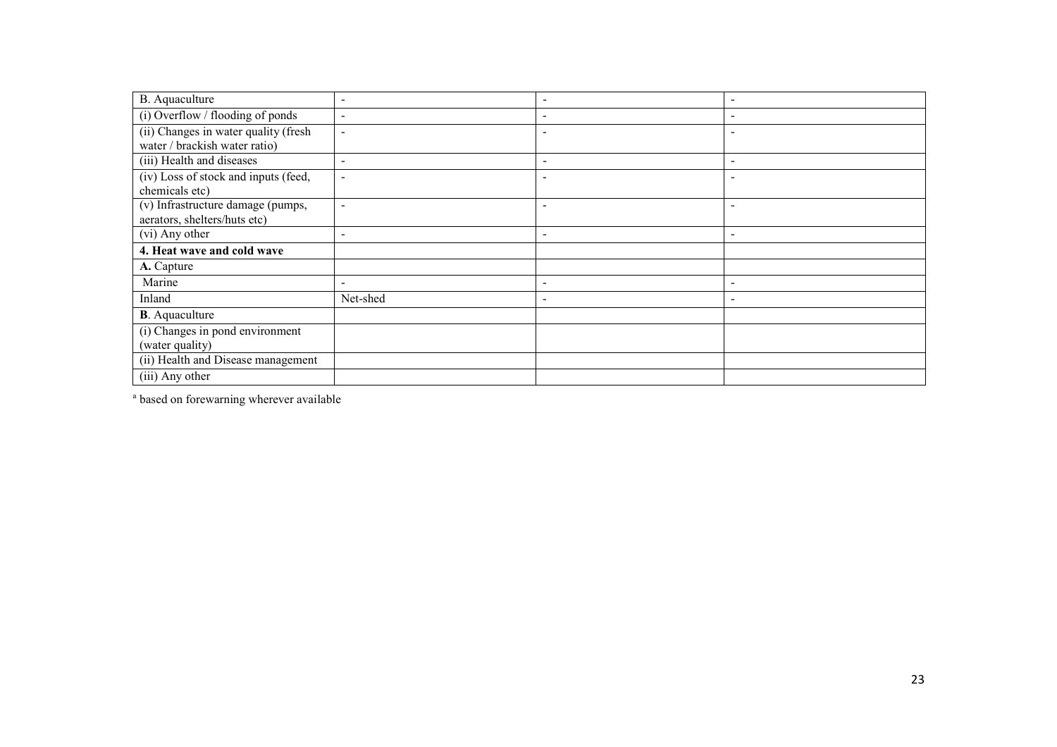| | | | |
|---|---|---|---|
| B. Aquaculture | - | - | - |
| (i) Overflow / flooding of ponds | - | - | - |
| (ii) Changes in water quality (fresh water / brackish water ratio) | - | - | - |
| (iii) Health and diseases | - | - | - |
| (iv) Loss of stock and inputs (feed, chemicals etc) | - | - | - |
| (v) Infrastructure damage (pumps, aerators, shelters/huts etc) | - | - | - |
| (vi) Any other | - | - | - |
| **4. Heat wave and cold wave** | | | |
| **A.** Capture | | | |
| Marine | - | - | - |
| Inland | Net-shed | - | - |
| **B**. Aquaculture | | | |
| (i) Changes in pond environment (water quality) | | | |
| (ii) Health and Disease management | | | |
| (iii) Any other | | | |

[a] based on forewarning wherever available